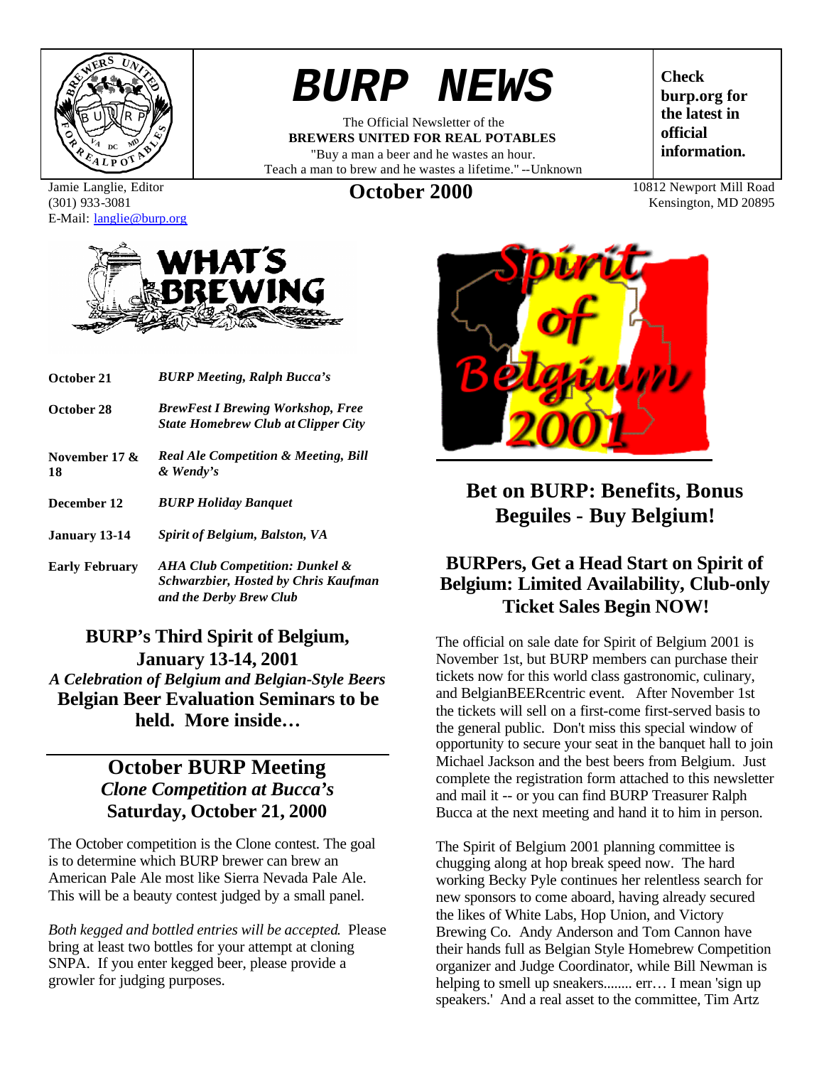# BURP NEWS

The Official Newsletter of the
**BREWERS UNITED FOR REAL POTABLES**
"Buy a man a beer and he wastes an hour.
Teach a man to brew and he wastes a lifetime." --Unknown

**Check burp.org for the latest in official information.**

Jamie Langlie, Editor
(301) 933-3081
E-Mail: langlie@burp.org

**October 2000**

10812 Newport Mill Road
Kensington, MD 20895

## WHAT'S BREWING

| | |
|---|---|
| **October 21** | ***BURP Meeting, Ralph Bucca's*** |
| **October 28** | ***BrewFest I Brewing Workshop, Free State Homebrew Club at Clipper City*** |
| **November 17 & 18** | ***Real Ale Competition & Meeting, Bill & Wendy's*** |
| **December 12** | ***BURP Holiday Banquet*** |
| **January 13-14** | ***Spirit of Belgium, Balston, VA*** |
| **Early February** | ***AHA Club Competition: Dunkel & Schwarzbier, Hosted by Chris Kaufman and the Derby Brew Club*** |

### BURP's Third Spirit of Belgium, January 13-14, 2001

***A Celebration of Belgium and Belgian-Style Beers***

**Belgian Beer Evaluation Seminars to be held. More inside…**

## October BURP Meeting
### *Clone Competition at Bucca's*
### Saturday, October 21, 2000

The October competition is the Clone contest. The goal is to determine which BURP brewer can brew an American Pale Ale most like Sierra Nevada Pale Ale. This will be a beauty contest judged by a small panel.

*Both kegged and bottled entries will be accepted.* Please bring at least two bottles for your attempt at cloning SNPA. If you enter kegged beer, please provide a growler for judging purposes.

Spirit of Belgium 2001

## Bet on BURP: Benefits, Bonus Beguiles - Buy Belgium!

### BURPers, Get a Head Start on Spirit of Belgium: Limited Availability, Club-only Ticket Sales Begin NOW!

The official on sale date for Spirit of Belgium 2001 is November 1st, but BURP members can purchase their tickets now for this world class gastronomic, culinary, and BelgianBEERcentric event. After November 1st the tickets will sell on a first-come first-served basis to the general public. Don't miss this special window of opportunity to secure your seat in the banquet hall to join Michael Jackson and the best beers from Belgium. Just complete the registration form attached to this newsletter and mail it -- or you can find BURP Treasurer Ralph Bucca at the next meeting and hand it to him in person.

The Spirit of Belgium 2001 planning committee is chugging along at hop break speed now. The hard working Becky Pyle continues her relentless search for new sponsors to come aboard, having already secured the likes of White Labs, Hop Union, and Victory Brewing Co. Andy Anderson and Tom Cannon have their hands full as Belgian Style Homebrew Competition organizer and Judge Coordinator, while Bill Newman is helping to smell up sneakers........ err… I mean 'sign up speakers.' And a real asset to the committee, Tim Artz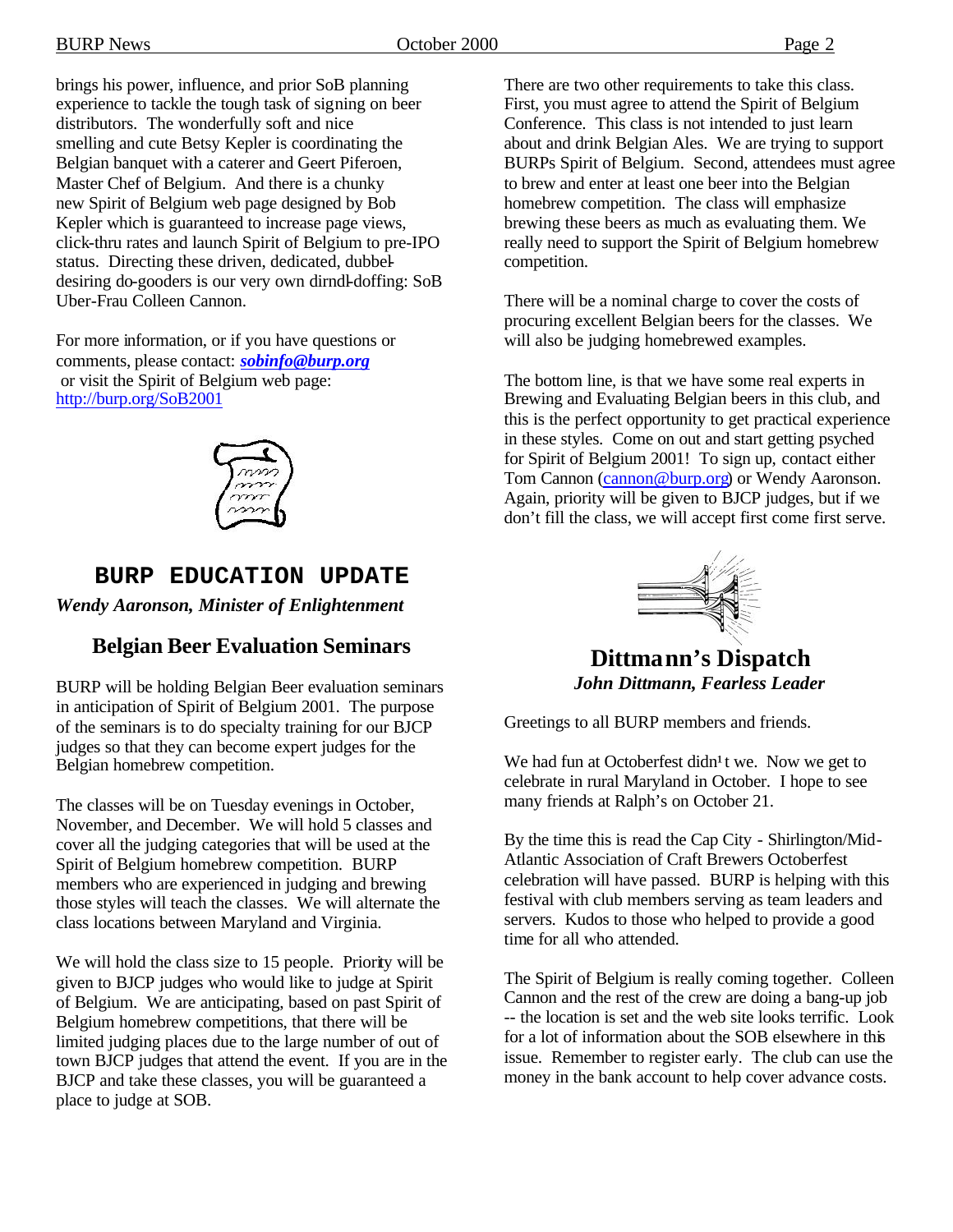brings his power, influence, and prior SoB planning experience to tackle the tough task of signing on beer distributors. The wonderfully soft and nice smelling and cute Betsy Kepler is coordinating the Belgian banquet with a caterer and Geert Piferoen, Master Chef of Belgium. And there is a chunky new Spirit of Belgium web page designed by Bob Kepler which is guaranteed to increase page views, click-thru rates and launch Spirit of Belgium to pre-IPO status. Directing these driven, dedicated, dubbel-desiring do-gooders is our very own dirndl-doffing: SoB Uber-Frau Colleen Cannon.

For more information, or if you have questions or comments, please contact: ***sobinfo@burp.org*** or visit the Spirit of Belgium web page: http://burp.org/SoB2001

## BURP EDUCATION UPDATE

***Wendy Aaronson, Minister of Enlightenment***

### Belgian Beer Evaluation Seminars

BURP will be holding Belgian Beer evaluation seminars in anticipation of Spirit of Belgium 2001. The purpose of the seminars is to do specialty training for our BJCP judges so that they can become expert judges for the Belgian homebrew competition.

The classes will be on Tuesday evenings in October, November, and December. We will hold 5 classes and cover all the judging categories that will be used at the Spirit of Belgium homebrew competition. BURP members who are experienced in judging and brewing those styles will teach the classes. We will alternate the class locations between Maryland and Virginia.

We will hold the class size to 15 people. Priority will be given to BJCP judges who would like to judge at Spirit of Belgium. We are anticipating, based on past Spirit of Belgium homebrew competitions, that there will be limited judging places due to the large number of out of town BJCP judges that attend the event. If you are in the BJCP and take these classes, you will be guaranteed a place to judge at SOB.

There are two other requirements to take this class. First, you must agree to attend the Spirit of Belgium Conference. This class is not intended to just learn about and drink Belgian Ales. We are trying to support BURPs Spirit of Belgium. Second, attendees must agree to brew and enter at least one beer into the Belgian homebrew competition. The class will emphasize brewing these beers as much as evaluating them. We really need to support the Spirit of Belgium homebrew competition.

There will be a nominal charge to cover the costs of procuring excellent Belgian beers for the classes. We will also be judging homebrewed examples.

The bottom line, is that we have some real experts in Brewing and Evaluating Belgian beers in this club, and this is the perfect opportunity to get practical experience in these styles. Come on out and start getting psyched for Spirit of Belgium 2001! To sign up, contact either Tom Cannon (cannon@burp.org) or Wendy Aaronson. Again, priority will be given to BJCP judges, but if we don't fill the class, we will accept first come first serve.

## Dittmann's Dispatch

***John Dittmann, Fearless Leader***

Greetings to all BURP members and friends.

We had fun at Octoberfest didn¹t we. Now we get to celebrate in rural Maryland in October. I hope to see many friends at Ralph's on October 21.

By the time this is read the Cap City - Shirlington/Mid-Atlantic Association of Craft Brewers Octoberfest celebration will have passed. BURP is helping with this festival with club members serving as team leaders and servers. Kudos to those who helped to provide a good time for all who attended.

The Spirit of Belgium is really coming together. Colleen Cannon and the rest of the crew are doing a bang-up job -- the location is set and the web site looks terrific. Look for a lot of information about the SOB elsewhere in this issue. Remember to register early. The club can use the money in the bank account to help cover advance costs.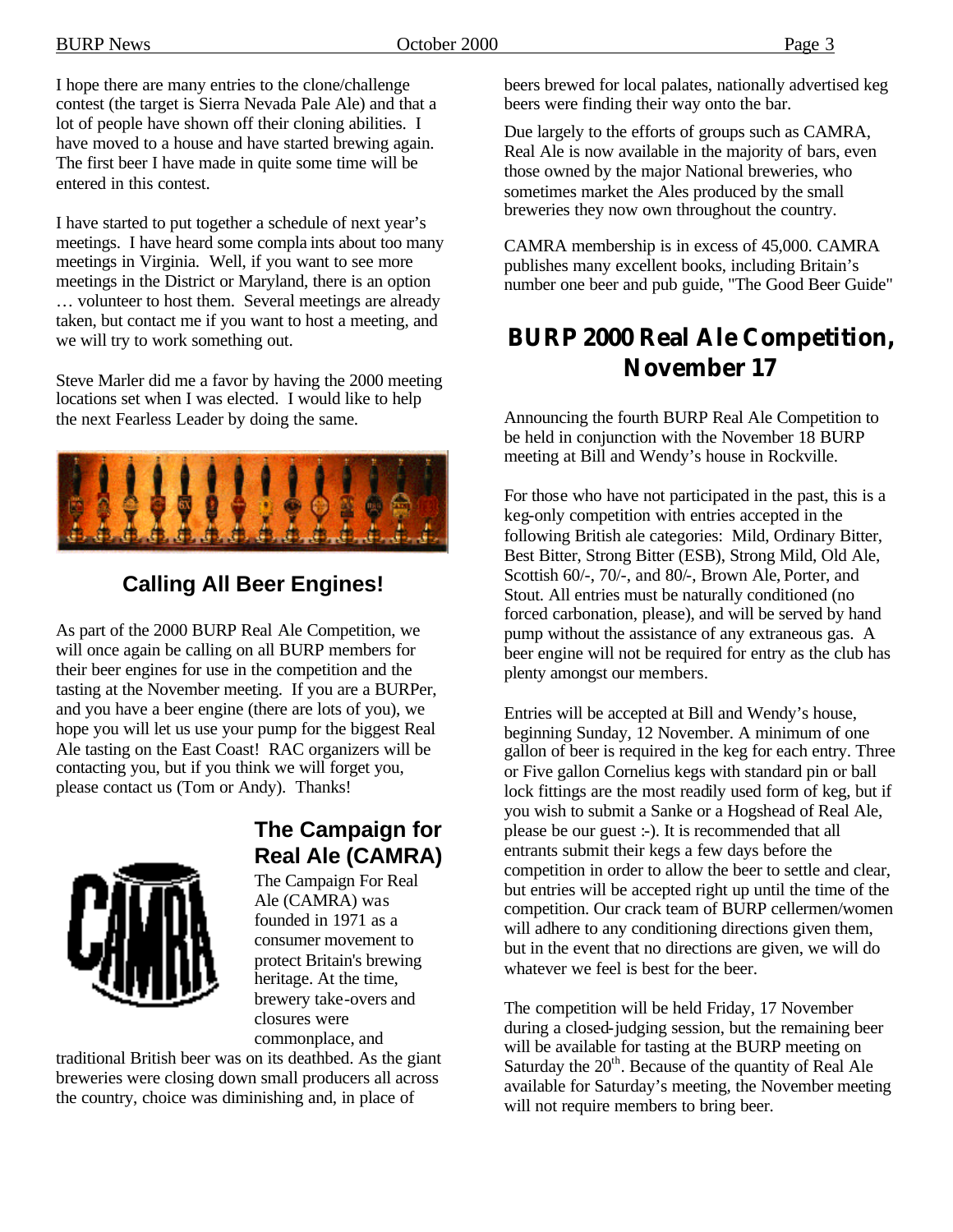I hope there are many entries to the clone/challenge contest (the target is Sierra Nevada Pale Ale) and that a lot of people have shown off their cloning abilities. I have moved to a house and have started brewing again. The first beer I have made in quite some time will be entered in this contest.

I have started to put together a schedule of next year's meetings. I have heard some complaints about too many meetings in Virginia. Well, if you want to see more meetings in the District or Maryland, there is an option … volunteer to host them. Several meetings are already taken, but contact me if you want to host a meeting, and we will try to work something out.

Steve Marler did me a favor by having the 2000 meeting locations set when I was elected. I would like to help the next Fearless Leader by doing the same.

## Calling All Beer Engines!

As part of the 2000 BURP Real Ale Competition, we will once again be calling on all BURP members for their beer engines for use in the competition and the tasting at the November meeting. If you are a BURPer, and you have a beer engine (there are lots of you), we hope you will let us use your pump for the biggest Real Ale tasting on the East Coast! RAC organizers will be contacting you, but if you think we will forget you, please contact us (Tom or Andy). Thanks!

## The Campaign for Real Ale (CAMRA)

The Campaign For Real Ale (CAMRA) was founded in 1971 as a consumer movement to protect Britain's brewing heritage. At the time, brewery take-overs and closures were commonplace, and traditional British beer was on its deathbed. As the giant breweries were closing down small producers all across the country, choice was diminishing and, in place of beers brewed for local palates, nationally advertised keg beers were finding their way onto the bar.

Due largely to the efforts of groups such as CAMRA, Real Ale is now available in the majority of bars, even those owned by the major National breweries, who sometimes market the Ales produced by the small breweries they now own throughout the country.

CAMRA membership is in excess of 45,000. CAMRA publishes many excellent books, including Britain's number one beer and pub guide, "The Good Beer Guide"

## BURP 2000 Real Ale Competition, November 17

Announcing the fourth BURP Real Ale Competition to be held in conjunction with the November 18 BURP meeting at Bill and Wendy's house in Rockville.

For those who have not participated in the past, this is a keg-only competition with entries accepted in the following British ale categories: Mild, Ordinary Bitter, Best Bitter, Strong Bitter (ESB), Strong Mild, Old Ale, Scottish 60/-, 70/-, and 80/-, Brown Ale, Porter, and Stout. All entries must be naturally conditioned (no forced carbonation, please), and will be served by hand pump without the assistance of any extraneous gas. A beer engine will not be required for entry as the club has plenty amongst our members.

Entries will be accepted at Bill and Wendy's house, beginning Sunday, 12 November. A minimum of one gallon of beer is required in the keg for each entry. Three or Five gallon Cornelius kegs with standard pin or ball lock fittings are the most readily used form of keg, but if you wish to submit a Sanke or a Hogshead of Real Ale, please be our guest :-). It is recommended that all entrants submit their kegs a few days before the competition in order to allow the beer to settle and clear, but entries will be accepted right up until the time of the competition. Our crack team of BURP cellermen/women will adhere to any conditioning directions given them, but in the event that no directions are given, we will do whatever we feel is best for the beer.

The competition will be held Friday, 17 November during a closed-judging session, but the remaining beer will be available for tasting at the BURP meeting on Saturday the 20th. Because of the quantity of Real Ale available for Saturday's meeting, the November meeting will not require members to bring beer.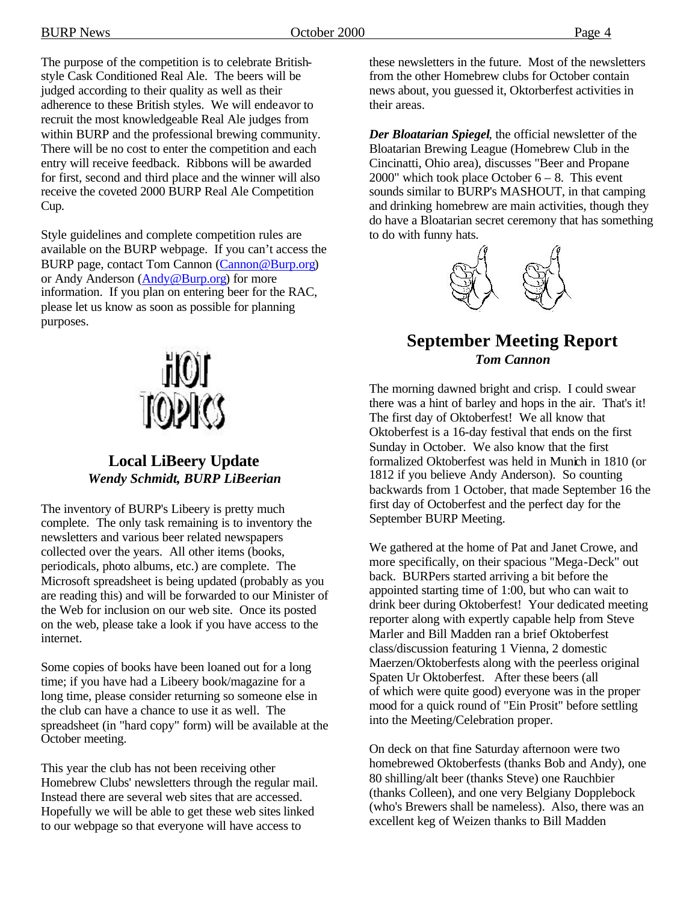The purpose of the competition is to celebrate British-style Cask Conditioned Real Ale. The beers will be judged according to their quality as well as their adherence to these British styles. We will endeavor to recruit the most knowledgeable Real Ale judges from within BURP and the professional brewing community. There will be no cost to enter the competition and each entry will receive feedback. Ribbons will be awarded for first, second and third place and the winner will also receive the coveted 2000 BURP Real Ale Competition Cup.

Style guidelines and complete competition rules are available on the BURP webpage. If you can't access the BURP page, contact Tom Cannon (Cannon@Burp.org) or Andy Anderson (Andy@Burp.org) for more information. If you plan on entering beer for the RAC, please let us know as soon as possible for planning purposes.

HOT TOPICS

## Local LiBeery Update

***Wendy Schmidt, BURP LiBeerian***

The inventory of BURP's Libeery is pretty much complete. The only task remaining is to inventory the newsletters and various beer related newspapers collected over the years. All other items (books, periodicals, photo albums, etc.) are complete. The Microsoft spreadsheet is being updated (probably as you are reading this) and will be forwarded to our Minister of the Web for inclusion on our web site. Once its posted on the web, please take a look if you have access to the internet.

Some copies of books have been loaned out for a long time; if you have had a Libeery book/magazine for a long time, please consider returning so someone else in the club can have a chance to use it as well. The spreadsheet (in "hard copy" form) will be available at the October meeting.

This year the club has not been receiving other Homebrew Clubs' newsletters through the regular mail. Instead there are several web sites that are accessed. Hopefully we will be able to get these web sites linked to our webpage so that everyone will have access to these newsletters in the future. Most of the newsletters from the other Homebrew clubs for October contain news about, you guessed it, Oktorberfest activities in their areas.

***Der Bloatarian Spiegel***, the official newsletter of the Bloatarian Brewing League (Homebrew Club in the Cincinatti, Ohio area), discusses "Beer and Propane 2000" which took place October 6 – 8. This event sounds similar to BURP's MASHOUT, in that camping and drinking homebrew are main activities, though they do have a Bloatarian secret ceremony that has something to do with funny hats.

## September Meeting Report

***Tom Cannon***

The morning dawned bright and crisp. I could swear there was a hint of barley and hops in the air. That's it! The first day of Oktoberfest! We all know that Oktoberfest is a 16-day festival that ends on the first Sunday in October. We also know that the first formalized Oktoberfest was held in Munich in 1810 (or 1812 if you believe Andy Anderson). So counting backwards from 1 October, that made September 16 the first day of Octoberfest and the perfect day for the September BURP Meeting.

We gathered at the home of Pat and Janet Crowe, and more specifically, on their spacious "Mega-Deck" out back. BURPers started arriving a bit before the appointed starting time of 1:00, but who can wait to drink beer during Oktoberfest! Your dedicated meeting reporter along with expertly capable help from Steve Marler and Bill Madden ran a brief Oktoberfest class/discussion featuring 1 Vienna, 2 domestic Maerzen/Oktoberfests along with the peerless original Spaten Ur Oktoberfest. After these beers (all of which were quite good) everyone was in the proper mood for a quick round of "Ein Prosit" before settling into the Meeting/Celebration proper.

On deck on that fine Saturday afternoon were two homebrewed Oktoberfests (thanks Bob and Andy), one 80 shilling/alt beer (thanks Steve) one Rauchbier (thanks Colleen), and one very Belgiany Dopplebock (who's Brewers shall be nameless). Also, there was an excellent keg of Weizen thanks to Bill Madden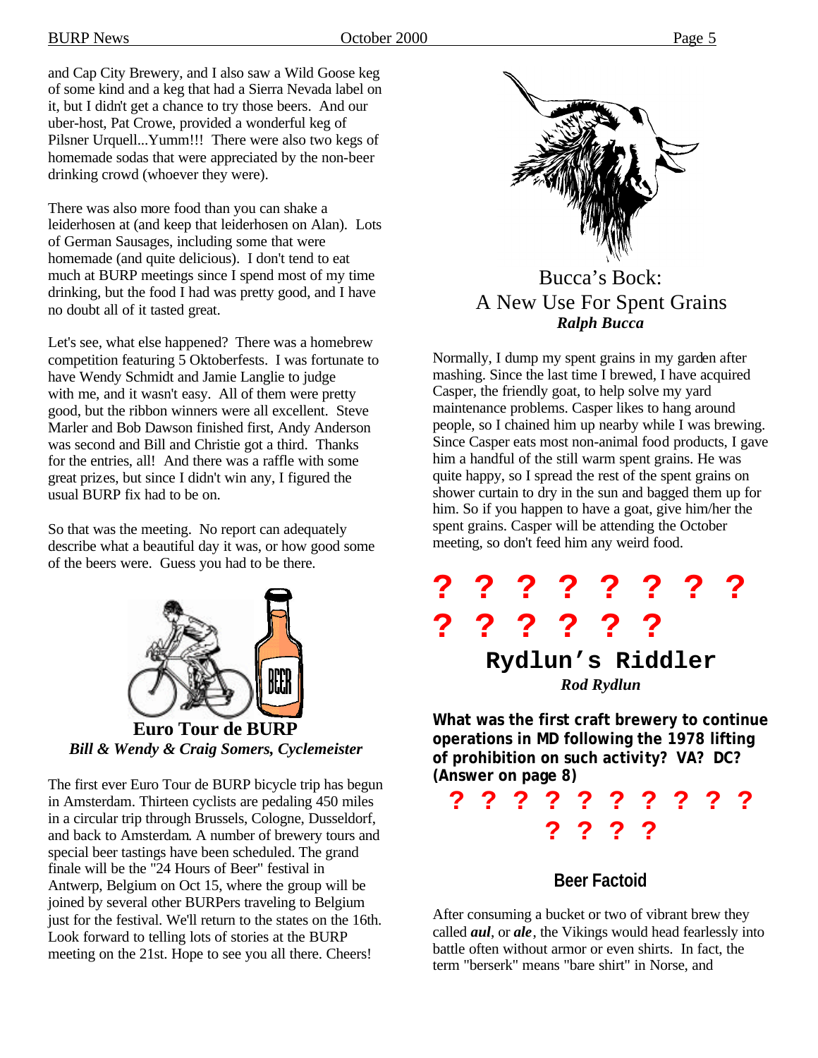and Cap City Brewery, and I also saw a Wild Goose keg of some kind and a keg that had a Sierra Nevada label on it, but I didn't get a chance to try those beers. And our uber-host, Pat Crowe, provided a wonderful keg of Pilsner Urquell...Yumm!!! There were also two kegs of homemade sodas that were appreciated by the non-beer drinking crowd (whoever they were).

There was also more food than you can shake a leiderhosen at (and keep that leiderhosen on Alan). Lots of German Sausages, including some that were homemade (and quite delicious). I don't tend to eat much at BURP meetings since I spend most of my time drinking, but the food I had was pretty good, and I have no doubt all of it tasted great.

Let's see, what else happened? There was a homebrew competition featuring 5 Oktoberfests. I was fortunate to have Wendy Schmidt and Jamie Langlie to judge with me, and it wasn't easy. All of them were pretty good, but the ribbon winners were all excellent. Steve Marler and Bob Dawson finished first, Andy Anderson was second and Bill and Christie got a third. Thanks for the entries, all! And there was a raffle with some great prizes, but since I didn't win any, I figured the usual BURP fix had to be on.

So that was the meeting. No report can adequately describe what a beautiful day it was, or how good some of the beers were. Guess you had to be there.

## Euro Tour de BURP

***Bill & Wendy & Craig Somers, Cyclemeister***

The first ever Euro Tour de BURP bicycle trip has begun in Amsterdam. Thirteen cyclists are pedaling 450 miles in a circular trip through Brussels, Cologne, Dusseldorf, and back to Amsterdam. A number of brewery tours and special beer tastings have been scheduled. The grand finale will be the "24 Hours of Beer" festival in Antwerp, Belgium on Oct 15, where the group will be joined by several other BURPers traveling to Belgium just for the festival. We'll return to the states on the 16th. Look forward to telling lots of stories at the BURP meeting on the 21st. Hope to see you all there. Cheers!

## Bucca's Bock: A New Use For Spent Grains

***Ralph Bucca***

Normally, I dump my spent grains in my garden after mashing. Since the last time I brewed, I have acquired Casper, the friendly goat, to help solve my yard maintenance problems. Casper likes to hang around people, so I chained him up nearby while I was brewing. Since Casper eats most non-animal food products, I gave him a handful of the still warm spent grains. He was quite happy, so I spread the rest of the spent grains on shower curtain to dry in the sun and bagged them up for him. So if you happen to have a goat, give him/her the spent grains. Casper will be attending the October meeting, so don't feed him any weird food.

? ? ? ? ? ? ? ?
? ? ? ? ? ?

## Rydlun's Riddler

***Rod Rydlun***

**What was the first craft brewery to continue operations in MD following the 1978 lifting of prohibition on such activity? VA? DC? (Answer on page 8)**

? ? ? ? ? ? ? ? ? ?
? ? ? ?

## Beer Factoid

After consuming a bucket or two of vibrant brew they called ***aul***, or ***ale***, the Vikings would head fearlessly into battle often without armor or even shirts. In fact, the term "berserk" means "bare shirt" in Norse, and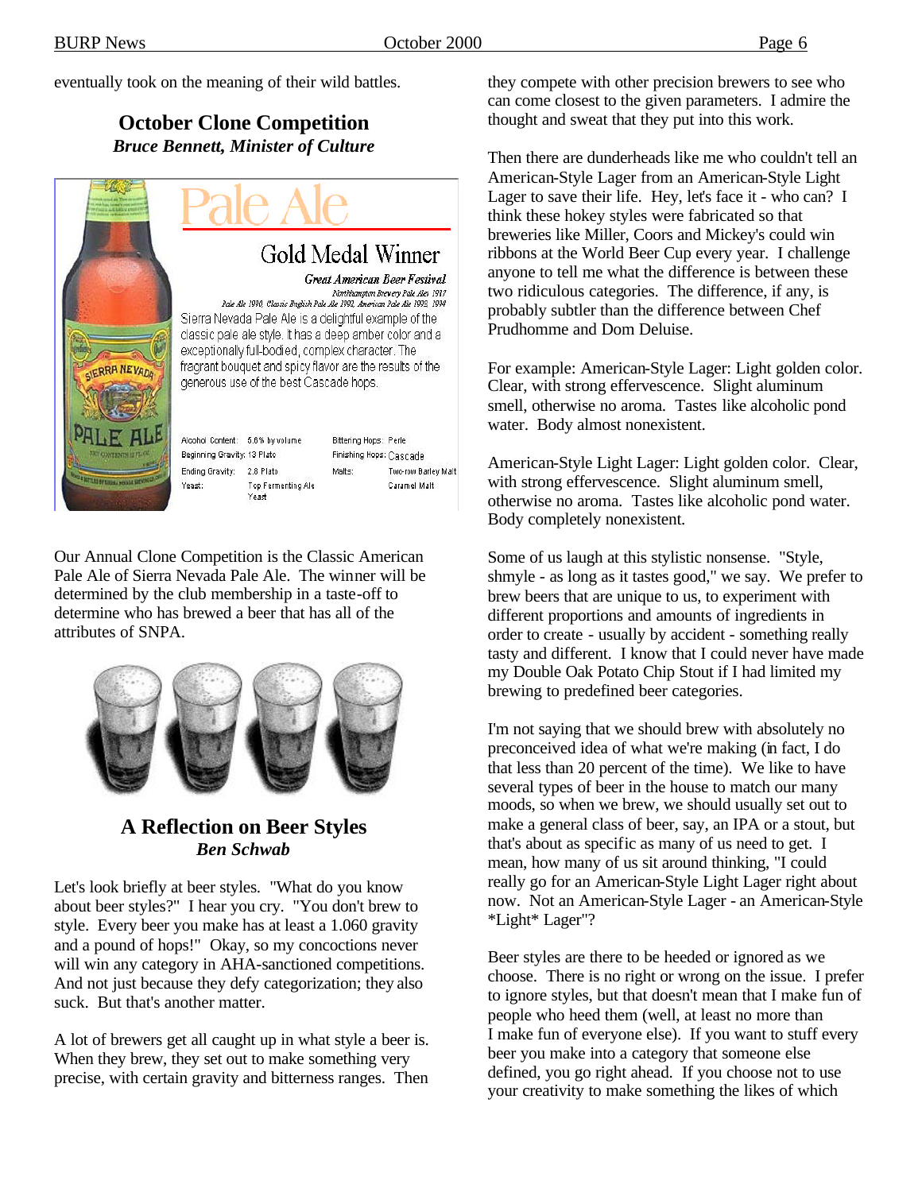eventually took on the meaning of their wild battles.

## October Clone Competition

***Bruce Bennett, Minister of Culture***

# Pale Ale

## Gold Medal Winner

*Great American Beer Festival*

*Northampton Brewery Pale Ales 1987*

*Pale Ale 1990, Classic English Pale Ale 1992, American Pale Ale 1993, 1994*

Sierra Nevada Pale Ale is a delightful example of the classic pale ale style. It has a deep amber color and a exceptionally full-bodied, complex character. The fragrant bouquet and spicy flavor are the results of the generous use of the best Cascade hops.

| | | | |
|---|---|---|---|
| Alcohol Content: | 5.6% by volume | Bittering Hops: | Perle |
| Beginning Gravity: | 13 Plato | Finishing Hops: | Cascade |
| Ending Gravity: | 2.8 Plato | Malts: | Two-row Barley Malt |
| Yeast: | Top Fermenting Ale Yeast | | Caramel Malt |

Our Annual Clone Competition is the Classic American Pale Ale of Sierra Nevada Pale Ale. The winner will be determined by the club membership in a taste-off to determine who has brewed a beer that has all of the attributes of SNPA.

## A Reflection on Beer Styles

***Ben Schwab***

Let's look briefly at beer styles. "What do you know about beer styles?" I hear you cry. "You don't brew to style. Every beer you make has at least a 1.060 gravity and a pound of hops!" Okay, so my concoctions never will win any category in AHA-sanctioned competitions. And not just because they defy categorization; they also suck. But that's another matter.

A lot of brewers get all caught up in what style a beer is. When they brew, they set out to make something very precise, with certain gravity and bitterness ranges. Then they compete with other precision brewers to see who can come closest to the given parameters. I admire the thought and sweat that they put into this work.

Then there are dunderheads like me who couldn't tell an American-Style Lager from an American-Style Light Lager to save their life. Hey, let's face it - who can? I think these hokey styles were fabricated so that breweries like Miller, Coors and Mickey's could win ribbons at the World Beer Cup every year. I challenge anyone to tell me what the difference is between these two ridiculous categories. The difference, if any, is probably subtler than the difference between Chef Prudhomme and Dom Deluise.

For example: American-Style Lager: Light golden color. Clear, with strong effervescence. Slight aluminum smell, otherwise no aroma. Tastes like alcoholic pond water. Body almost nonexistent.

American-Style Light Lager: Light golden color. Clear, with strong effervescence. Slight aluminum smell, otherwise no aroma. Tastes like alcoholic pond water. Body completely nonexistent.

Some of us laugh at this stylistic nonsense. "Style, shmyle - as long as it tastes good," we say. We prefer to brew beers that are unique to us, to experiment with different proportions and amounts of ingredients in order to create - usually by accident - something really tasty and different. I know that I could never have made my Double Oak Potato Chip Stout if I had limited my brewing to predefined beer categories.

I'm not saying that we should brew with absolutely no preconceived idea of what we're making (in fact, I do that less than 20 percent of the time). We like to have several types of beer in the house to match our many moods, so when we brew, we should usually set out to make a general class of beer, say, an IPA or a stout, but that's about as specific as many of us need to get. I mean, how many of us sit around thinking, "I could really go for an American-Style Light Lager right about now. Not an American-Style Lager - an American-Style *Light* Lager"?

Beer styles are there to be heeded or ignored as we choose. There is no right or wrong on the issue. I prefer to ignore styles, but that doesn't mean that I make fun of people who heed them (well, at least no more than I make fun of everyone else). If you want to stuff every beer you make into a category that someone else defined, you go right ahead. If you choose not to use your creativity to make something the likes of which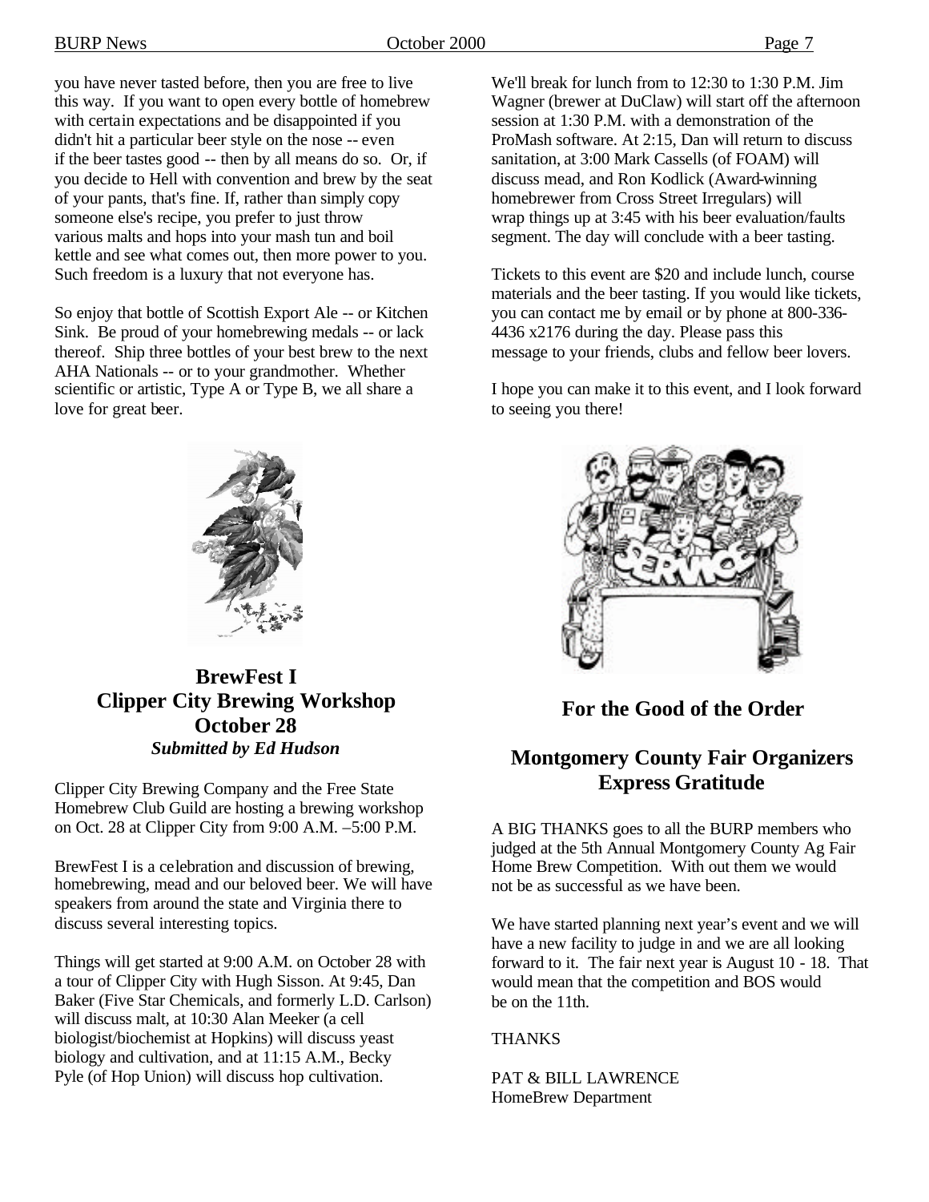you have never tasted before, then you are free to live this way. If you want to open every bottle of homebrew with certain expectations and be disappointed if you didn't hit a particular beer style on the nose -- even if the beer tastes good -- then by all means do so. Or, if you decide to Hell with convention and brew by the seat of your pants, that's fine. If, rather than simply copy someone else's recipe, you prefer to just throw various malts and hops into your mash tun and boil kettle and see what comes out, then more power to you. Such freedom is a luxury that not everyone has.

So enjoy that bottle of Scottish Export Ale -- or Kitchen Sink. Be proud of your homebrewing medals -- or lack thereof. Ship three bottles of your best brew to the next AHA Nationals -- or to your grandmother. Whether scientific or artistic, Type A or Type B, we all share a love for great beer.

## BrewFest I
## Clipper City Brewing Workshop
## October 28

***Submitted by Ed Hudson***

Clipper City Brewing Company and the Free State Homebrew Club Guild are hosting a brewing workshop on Oct. 28 at Clipper City from 9:00 A.M. –5:00 P.M.

BrewFest I is a celebration and discussion of brewing, homebrewing, mead and our beloved beer. We will have speakers from around the state and Virginia there to discuss several interesting topics.

Things will get started at 9:00 A.M. on October 28 with a tour of Clipper City with Hugh Sisson. At 9:45, Dan Baker (Five Star Chemicals, and formerly L.D. Carlson) will discuss malt, at 10:30 Alan Meeker (a cell biologist/biochemist at Hopkins) will discuss yeast biology and cultivation, and at 11:15 A.M., Becky Pyle (of Hop Union) will discuss hop cultivation.

We'll break for lunch from to 12:30 to 1:30 P.M. Jim Wagner (brewer at DuClaw) will start off the afternoon session at 1:30 P.M. with a demonstration of the ProMash software. At 2:15, Dan will return to discuss sanitation, at 3:00 Mark Cassells (of FOAM) will discuss mead, and Ron Kodlick (Award-winning homebrewer from Cross Street Irregulars) will wrap things up at 3:45 with his beer evaluation/faults segment. The day will conclude with a beer tasting.

Tickets to this event are $20 and include lunch, course materials and the beer tasting. If you would like tickets, you can contact me by email or by phone at 800-336-4436 x2176 during the day. Please pass this message to your friends, clubs and fellow beer lovers.

I hope you can make it to this event, and I look forward to seeing you there!

## For the Good of the Order

## Montgomery County Fair Organizers Express Gratitude

A BIG THANKS goes to all the BURP members who judged at the 5th Annual Montgomery County Ag Fair Home Brew Competition. With out them we would not be as successful as we have been.

We have started planning next year's event and we will have a new facility to judge in and we are all looking forward to it. The fair next year is August 10 - 18. That would mean that the competition and BOS would be on the 11th.

THANKS

PAT & BILL LAWRENCE
HomeBrew Department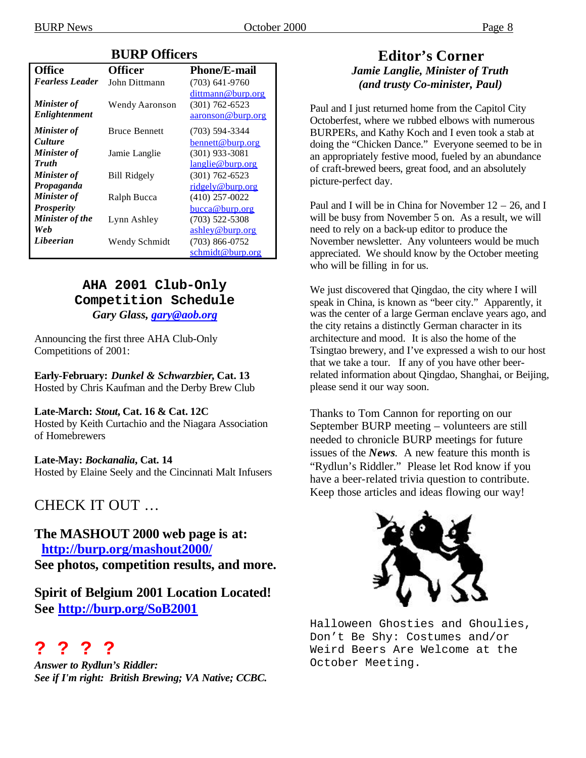## BURP Officers

| Office | Officer | Phone/E-mail |
|---|---|---|
| ***Fearless Leader*** | John Dittmann | (703) 641-9760 dittmann@burp.org |
| ***Minister of Enlightenment*** | Wendy Aaronson | (301) 762-6523 aaronson@burp.org |
| ***Minister of Culture*** | Bruce Bennett | (703) 594-3344 bennett@burp.org |
| ***Minister of Truth*** | Jamie Langlie | (301) 933-3081 langlie@burp.org |
| ***Minister of Propaganda*** | Bill Ridgely | (301) 762-6523 ridgely@burp.org |
| ***Minister of Prosperity*** | Ralph Bucca | (410) 257-0022 bucca@burp.org |
| ***Minister of the Web*** | Lynn Ashley | (703) 522-5308 ashley@burp.org |
| ***Libeerian*** | Wendy Schmidt | (703) 866-0752 schmidt@burp.org |

## AHA 2001 Club-Only Competition Schedule

*Gary Glass, gary@aob.org*

Announcing the first three AHA Club-Only Competitions of 2001:

**Early-February: *Dunkel & Schwarzbier*, Cat. 13**
Hosted by Chris Kaufman and the Derby Brew Club

**Late-March: *Stout*, Cat. 16 & Cat. 12C**
Hosted by Keith Curtachio and the Niagara Association of Homebrewers

**Late-May: *Bockanalia*, Cat. 14**
Hosted by Elaine Seely and the Cincinnati Malt Infusers

## CHECK IT OUT …

**The MASHOUT 2000 web page is at:**
**http://burp.org/mashout2000/**
**See photos, competition results, and more.**

**Spirit of Belgium 2001 Location Located!**
**See http://burp.org/SoB2001**

**? ? ? ?**

***Answer to Rydlun's Riddler:***
***See if I'm right: British Brewing; VA Native; CCBC.***

## Editor's Corner

***Jamie Langlie, Minister of Truth***
***(and trusty Co-minister, Paul)***

Paul and I just returned home from the Capitol City Octoberfest, where we rubbed elbows with numerous BURPERs, and Kathy Koch and I even took a stab at doing the "Chicken Dance." Everyone seemed to be in an appropriately festive mood, fueled by an abundance of craft-brewed beers, great food, and an absolutely picture-perfect day.

Paul and I will be in China for November 12 – 26, and I will be busy from November 5 on. As a result, we will need to rely on a back-up editor to produce the November newsletter. Any volunteers would be much appreciated. We should know by the October meeting who will be filling in for us.

We just discovered that Qingdao, the city where I will speak in China, is known as "beer city." Apparently, it was the center of a large German enclave years ago, and the city retains a distinctly German character in its architecture and mood. It is also the home of the Tsingtao brewery, and I've expressed a wish to our host that we take a tour. If any of you have other beer-related information about Qingdao, Shanghai, or Beijing, please send it our way soon.

Thanks to Tom Cannon for reporting on our September BURP meeting – volunteers are still needed to chronicle BURP meetings for future issues of the ***News***. A new feature this month is "Rydlun's Riddler." Please let Rod know if you have a beer-related trivia question to contribute. Keep those articles and ideas flowing our way!

```
Halloween Ghosties and Ghoulies,
Don't Be Shy: Costumes and/or
Weird Beers Are Welcome at the
October Meeting.
```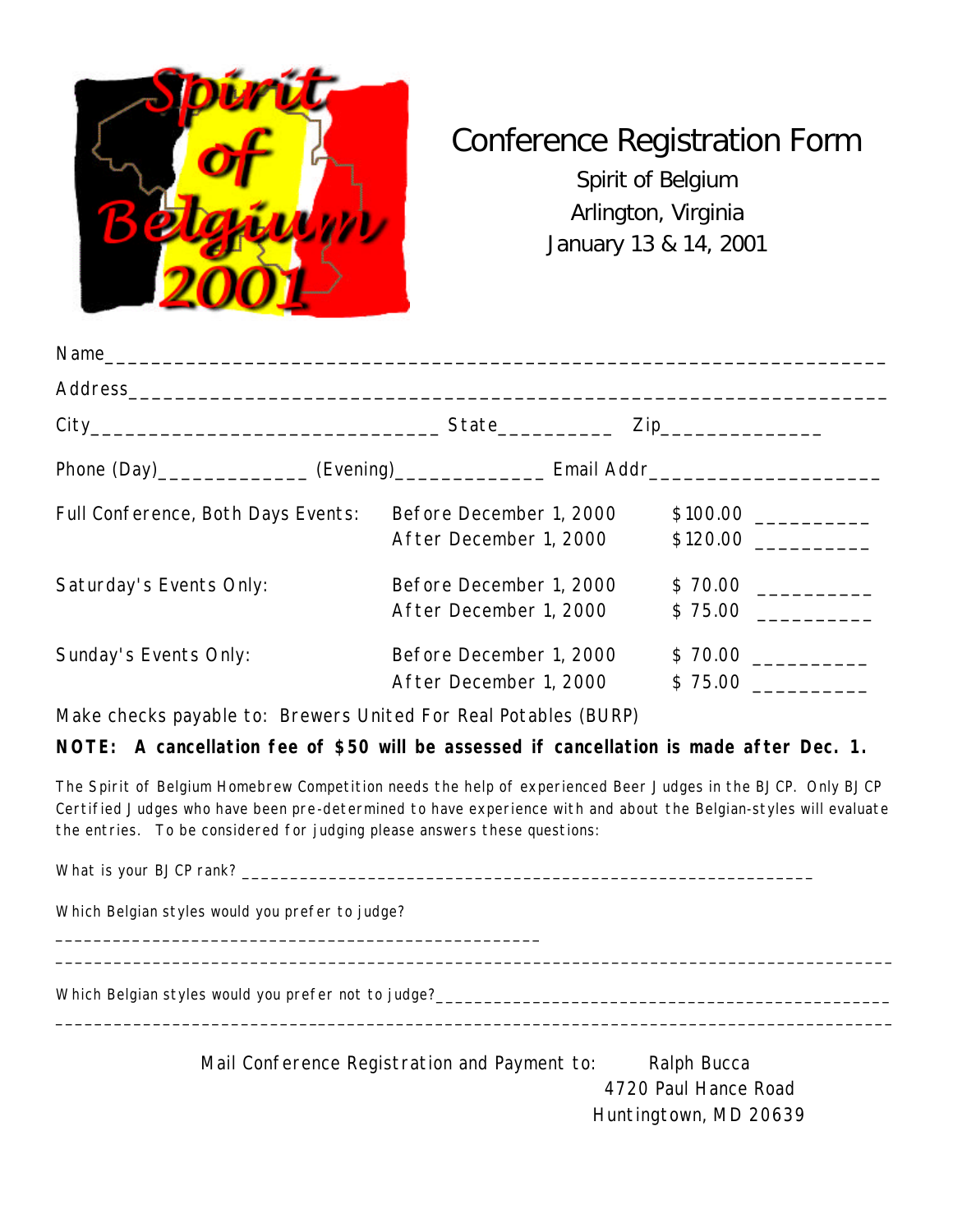# Conference Registration Form

Spirit of Belgium
Arlington, Virginia
January 13 & 14, 2001

Name_______________________________________________________________________

Address____________________________________________________________________

City______________________________ State__________ Zip______________

Phone (Day)_____________ (Evening)_____________ Email Addr____________________

| | | | |
|---|---|---|---|
| Full Conference, Both Days Events: | Before December 1, 2000 | $100.00 | __________ |
| | After December 1, 2000 | $120.00 | __________ |
| Saturday's Events Only: | Before December 1, 2000 | $ 70.00 | __________ |
| | After December 1, 2000 | $ 75.00 | __________ |
| Sunday's Events Only: | Before December 1, 2000 | $ 70.00 | __________ |
| | After December 1, 2000 | $ 75.00 | __________ |

Make checks payable to: Brewers United For Real Potables (BURP)

**NOTE: A cancellation fee of $50 will be assessed if cancellation is made after Dec. 1.**

The Spirit of Belgium Homebrew Competition needs the help of experienced Beer Judges in the BJCP. Only BJCP Certified Judges who have been pre-determined to have experience with and about the Belgian-styles will evaluate the entries. To be considered for judging please answers these questions:

What is your BJCP rank? _____________________________________________________________

Which Belgian styles would you prefer to judge?
_________________________________________________
_____________________________________________________________________________________

Which Belgian styles would you prefer not to judge?_______________________________________________
_____________________________________________________________________________________

Mail Conference Registration and Payment to: Ralph Bucca
4720 Paul Hance Road
Huntingtown, MD 20639